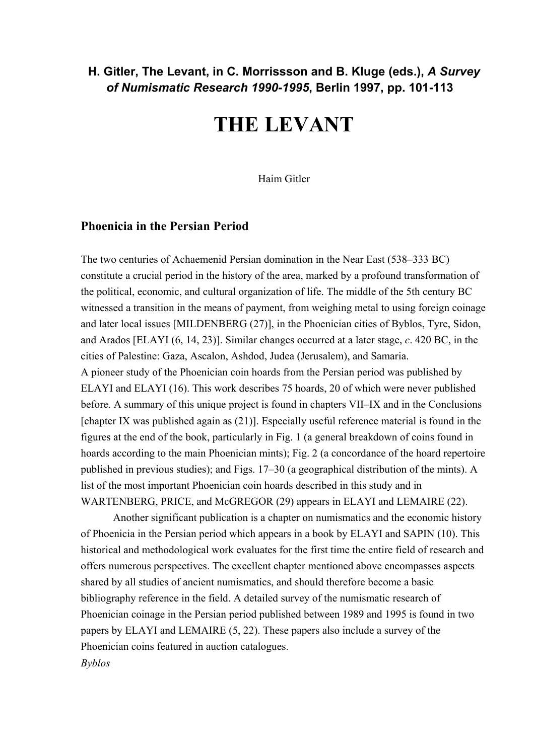**H. Gitler, The Levant, in C. Morrissson and B. Kluge (eds.), *A Survey of Numismatic Research 1990-1995*, Berlin 1997, pp. 101-113**

# THE LEVANT

Haim Gitler

## Phoenicia in the Persian Period

The two centuries of Achaemenid Persian domination in the Near East (538–333 BC) constitute a crucial period in the history of the area, marked by a profound transformation of the political, economic, and cultural organization of life. The middle of the 5th century BC witnessed a transition in the means of payment, from weighing metal to using foreign coinage and later local issues [MILDENBERG (27)], in the Phoenician cities of Byblos, Tyre, Sidon, and Arados [ELAYI (6, 14, 23)]. Similar changes occurred at a later stage, *c*. 420 BC, in the cities of Palestine: Gaza, Ascalon, Ashdod, Judea (Jerusalem), and Samaria.
A pioneer study of the Phoenician coin hoards from the Persian period was published by ELAYI and ELAYI (16). This work describes 75 hoards, 20 of which were never published before. A summary of this unique project is found in chapters VII–IX and in the Conclusions [chapter IX was published again as (21)]. Especially useful reference material is found in the figures at the end of the book, particularly in Fig. 1 (a general breakdown of coins found in hoards according to the main Phoenician mints); Fig. 2 (a concordance of the hoard repertoire published in previous studies); and Figs. 17–30 (a geographical distribution of the mints). A list of the most important Phoenician coin hoards described in this study and in WARTENBERG, PRICE, and McGREGOR (29) appears in ELAYI and LEMAIRE (22).

Another significant publication is a chapter on numismatics and the economic history of Phoenicia in the Persian period which appears in a book by ELAYI and SAPIN (10). This historical and methodological work evaluates for the first time the entire field of research and offers numerous perspectives. The excellent chapter mentioned above encompasses aspects shared by all studies of ancient numismatics, and should therefore become a basic bibliography reference in the field. A detailed survey of the numismatic research of Phoenician coinage in the Persian period published between 1989 and 1995 is found in two papers by ELAYI and LEMAIRE (5, 22). These papers also include a survey of the Phoenician coins featured in auction catalogues.

*Byblos*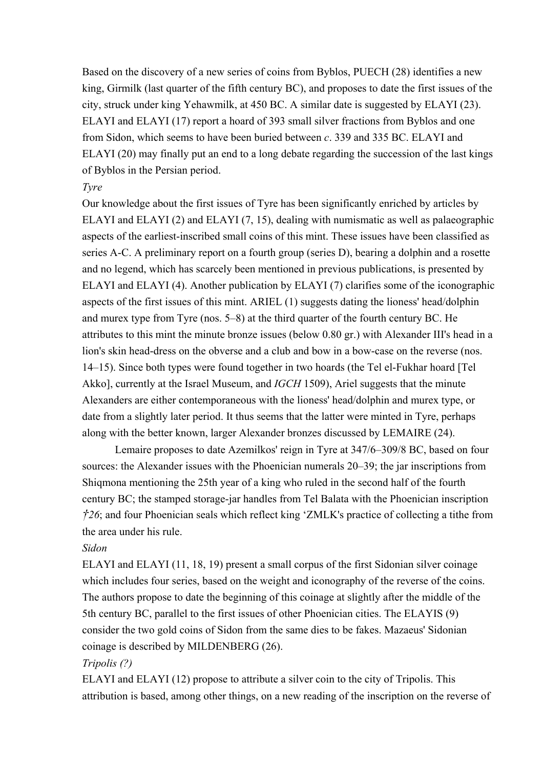Based on the discovery of a new series of coins from Byblos, PUECH (28) identifies a new king, Girmilk (last quarter of the fifth century BC), and proposes to date the first issues of the city, struck under king Yehawmilk, at 450 BC. A similar date is suggested by ELAYI (23). ELAYI and ELAYI (17) report a hoard of 393 small silver fractions from Byblos and one from Sidon, which seems to have been buried between *c*. 339 and 335 BC. ELAYI and ELAYI (20) may finally put an end to a long debate regarding the succession of the last kings of Byblos in the Persian period.

*Tyre*

Our knowledge about the first issues of Tyre has been significantly enriched by articles by ELAYI and ELAYI (2) and ELAYI (7, 15), dealing with numismatic as well as palaeographic aspects of the earliest-inscribed small coins of this mint. These issues have been classified as series A-C. A preliminary report on a fourth group (series D), bearing a dolphin and a rosette and no legend, which has scarcely been mentioned in previous publications, is presented by ELAYI and ELAYI (4). Another publication by ELAYI (7) clarifies some of the iconographic aspects of the first issues of this mint. ARIEL (1) suggests dating the lioness' head/dolphin and murex type from Tyre (nos. 5–8) at the third quarter of the fourth century BC. He attributes to this mint the minute bronze issues (below 0.80 gr.) with Alexander III's head in a lion's skin head-dress on the obverse and a club and bow in a bow-case on the reverse (nos. 14–15). Since both types were found together in two hoards (the Tel el-Fukhar hoard [Tel Akko], currently at the Israel Museum, and *IGCH* 1509), Ariel suggests that the minute Alexanders are either contemporaneous with the lioness' head/dolphin and murex type, or date from a slightly later period. It thus seems that the latter were minted in Tyre, perhaps along with the better known, larger Alexander bronzes discussed by LEMAIRE (24).

Lemaire proposes to date Azemilkos' reign in Tyre at 347/6–309/8 BC, based on four sources: the Alexander issues with the Phoenician numerals 20–39; the jar inscriptions from Shiqmona mentioning the 25th year of a king who ruled in the second half of the fourth century BC; the stamped storage-jar handles from Tel Balata with the Phoenician inscription *†26*; and four Phoenician seals which reflect king ‘ZMLK's practice of collecting a tithe from the area under his rule.

*Sidon*

ELAYI and ELAYI (11, 18, 19) present a small corpus of the first Sidonian silver coinage which includes four series, based on the weight and iconography of the reverse of the coins. The authors propose to date the beginning of this coinage at slightly after the middle of the 5th century BC, parallel to the first issues of other Phoenician cities. The ELAYIS (9) consider the two gold coins of Sidon from the same dies to be fakes. Mazaeus' Sidonian coinage is described by MILDENBERG (26).

*Tripolis (?)*

ELAYI and ELAYI (12) propose to attribute a silver coin to the city of Tripolis. This attribution is based, among other things, on a new reading of the inscription on the reverse of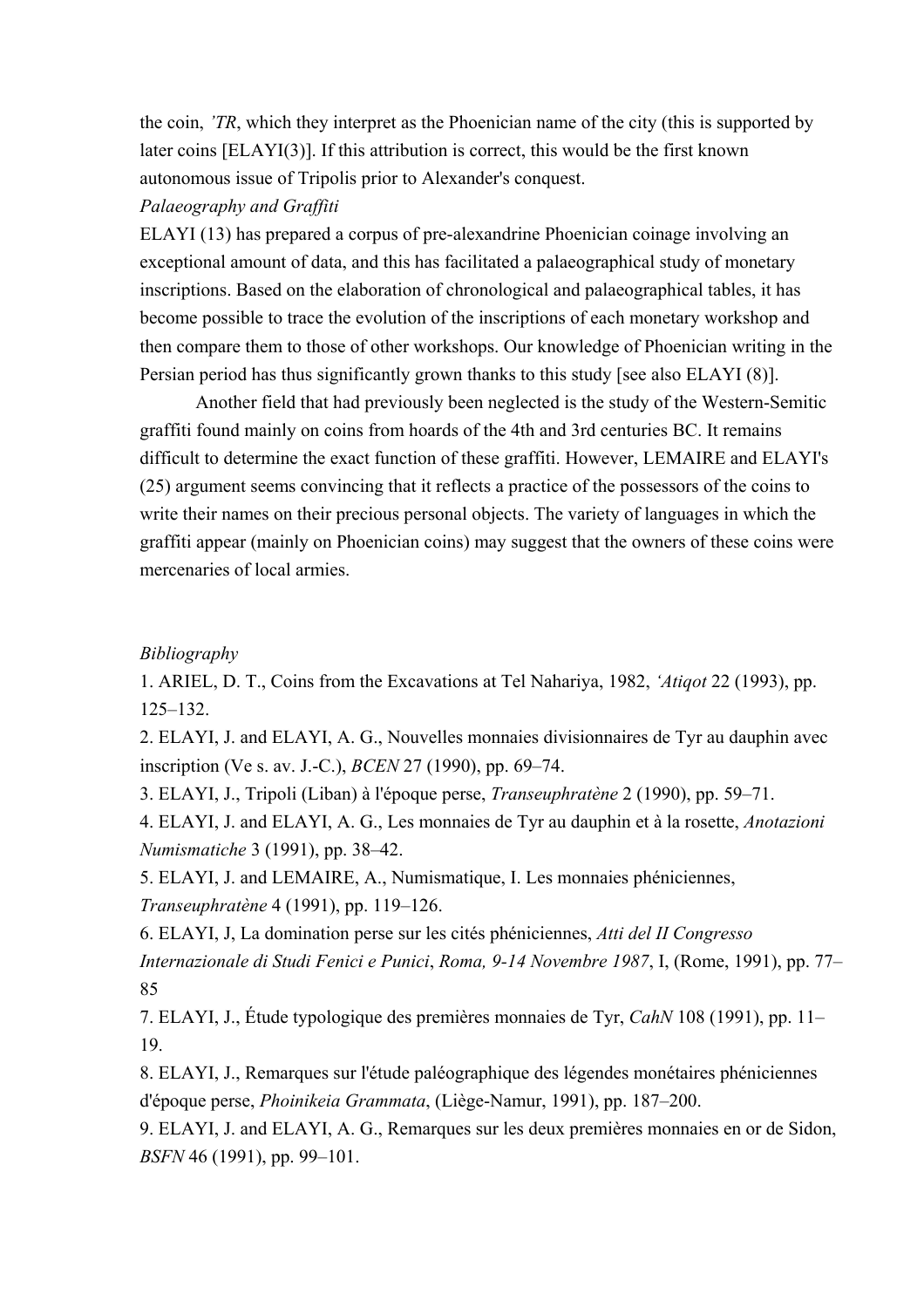the coin, *'TR*, which they interpret as the Phoenician name of the city (this is supported by later coins [ELAYI(3)]. If this attribution is correct, this would be the first known autonomous issue of Tripolis prior to Alexander's conquest.

*Palaeography and Graffiti*

ELAYI (13) has prepared a corpus of pre-alexandrine Phoenician coinage involving an exceptional amount of data, and this has facilitated a palaeographical study of monetary inscriptions. Based on the elaboration of chronological and palaeographical tables, it has become possible to trace the evolution of the inscriptions of each monetary workshop and then compare them to those of other workshops. Our knowledge of Phoenician writing in the Persian period has thus significantly grown thanks to this study [see also ELAYI (8)].

Another field that had previously been neglected is the study of the Western-Semitic graffiti found mainly on coins from hoards of the 4th and 3rd centuries BC. It remains difficult to determine the exact function of these graffiti. However, LEMAIRE and ELAYI's (25) argument seems convincing that it reflects a practice of the possessors of the coins to write their names on their precious personal objects. The variety of languages in which the graffiti appear (mainly on Phoenician coins) may suggest that the owners of these coins were mercenaries of local armies.

*Bibliography*

1. ARIEL, D. T., Coins from the Excavations at Tel Nahariya, 1982, *'Atiqot* 22 (1993), pp. 125–132.

2. ELAYI, J. and ELAYI, A. G., Nouvelles monnaies divisionnaires de Tyr au dauphin avec inscription (Ve s. av. J.-C.), *BCEN* 27 (1990), pp. 69–74.

3. ELAYI, J., Tripoli (Liban) à l'époque perse, *Transeuphratène* 2 (1990), pp. 59–71.

4. ELAYI, J. and ELAYI, A. G., Les monnaies de Tyr au dauphin et à la rosette, *Anotazioni Numismatiche* 3 (1991), pp. 38–42.

5. ELAYI, J. and LEMAIRE, A., Numismatique, I. Les monnaies phéniciennes, *Transeuphratène* 4 (1991), pp. 119–126.

6. ELAYI, J, La domination perse sur les cités phéniciennes, *Atti del II Congresso Internazionale di Studi Fenici e Punici*, *Roma, 9-14 Novembre 1987*, I, (Rome, 1991), pp. 77–85

7. ELAYI, J., Étude typologique des premières monnaies de Tyr, *CahN* 108 (1991), pp. 11–19.

8. ELAYI, J., Remarques sur l'étude paléographique des légendes monétaires phéniciennes d'époque perse, *Phoinikeia Grammata*, (Liège-Namur, 1991), pp. 187–200.

9. ELAYI, J. and ELAYI, A. G., Remarques sur les deux premières monnaies en or de Sidon, *BSFN* 46 (1991), pp. 99–101.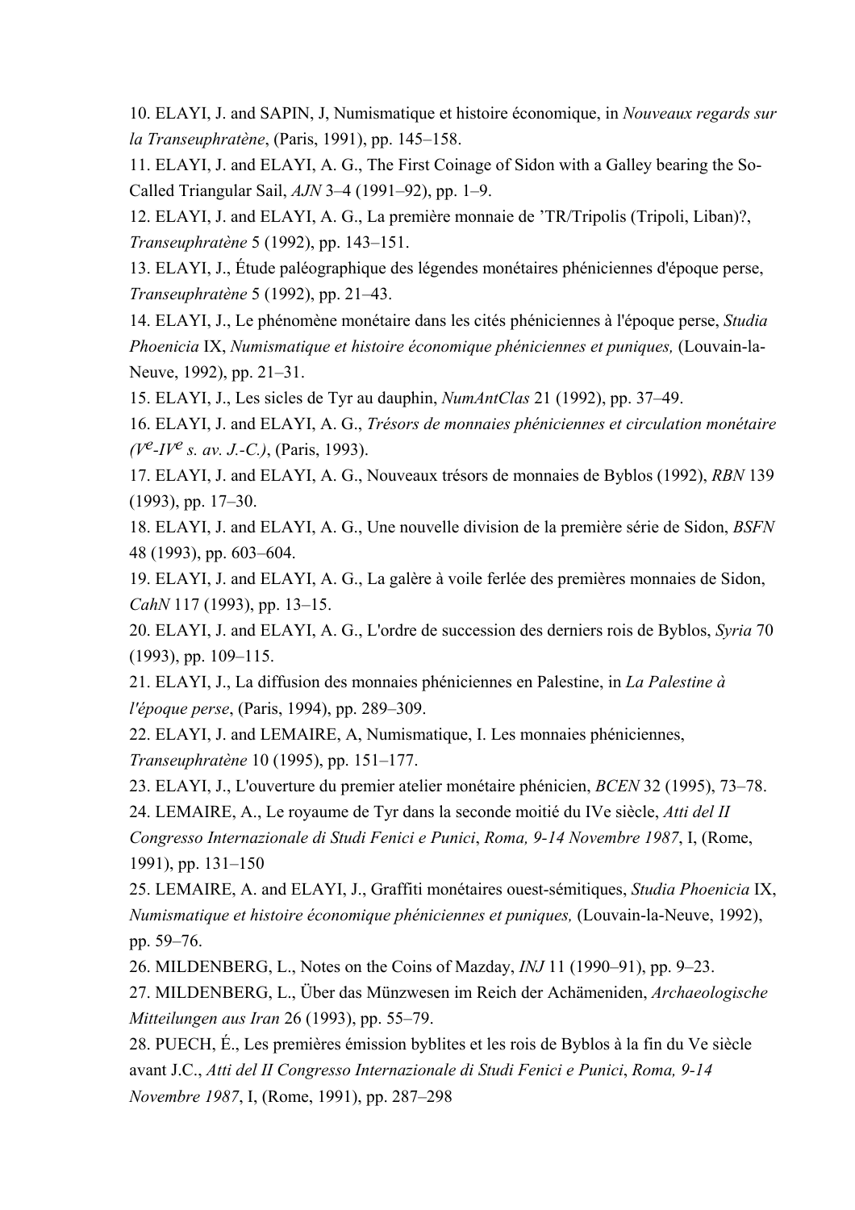10. ELAYI, J. and SAPIN, J, Numismatique et histoire économique, in *Nouveaux regards sur la Transeuphratène*, (Paris, 1991), pp. 145–158.

11. ELAYI, J. and ELAYI, A. G., The First Coinage of Sidon with a Galley bearing the So-Called Triangular Sail, *AJN* 3–4 (1991–92), pp. 1–9.

12. ELAYI, J. and ELAYI, A. G., La première monnaie de 'TR/Tripolis (Tripoli, Liban)?, *Transeuphratène* 5 (1992), pp. 143–151.

13. ELAYI, J., Étude paléographique des légendes monétaires phéniciennes d'époque perse, *Transeuphratène* 5 (1992), pp. 21–43.

14. ELAYI, J., Le phénomène monétaire dans les cités phéniciennes à l'époque perse, *Studia Phoenicia* IX, *Numismatique et histoire économique phéniciennes et puniques,* (Louvain-la-Neuve, 1992), pp. 21–31.

15. ELAYI, J., Les sicles de Tyr au dauphin, *NumAntClas* 21 (1992), pp. 37–49.

16. ELAYI, J. and ELAYI, A. G., *Trésors de monnaies phéniciennes et circulation monétaire (Ve-IVe s. av. J.-C.)*, (Paris, 1993).

17. ELAYI, J. and ELAYI, A. G., Nouveaux trésors de monnaies de Byblos (1992), *RBN* 139 (1993), pp. 17–30.

18. ELAYI, J. and ELAYI, A. G., Une nouvelle division de la première série de Sidon, *BSFN* 48 (1993), pp. 603–604.

19. ELAYI, J. and ELAYI, A. G., La galère à voile ferlée des premières monnaies de Sidon, *CahN* 117 (1993), pp. 13–15.

20. ELAYI, J. and ELAYI, A. G., L'ordre de succession des derniers rois de Byblos, *Syria* 70 (1993), pp. 109–115.

21. ELAYI, J., La diffusion des monnaies phéniciennes en Palestine, in *La Palestine à l'époque perse*, (Paris, 1994), pp. 289–309.

22. ELAYI, J. and LEMAIRE, A, Numismatique, I. Les monnaies phéniciennes, *Transeuphratène* 10 (1995), pp. 151–177.

23. ELAYI, J., L'ouverture du premier atelier monétaire phénicien, *BCEN* 32 (1995), 73–78.

24. LEMAIRE, A., Le royaume de Tyr dans la seconde moitié du IVe siècle, *Atti del II Congresso Internazionale di Studi Fenici e Punici*, *Roma, 9-14 Novembre 1987*, I, (Rome, 1991), pp. 131–150

25. LEMAIRE, A. and ELAYI, J., Graffiti monétaires ouest-sémitiques, *Studia Phoenicia* IX, *Numismatique et histoire économique phéniciennes et puniques,* (Louvain-la-Neuve, 1992), pp. 59–76.

26. MILDENBERG, L., Notes on the Coins of Mazday, *INJ* 11 (1990–91), pp. 9–23.

27. MILDENBERG, L., Über das Münzwesen im Reich der Achämeniden, *Archaeologische Mitteilungen aus Iran* 26 (1993), pp. 55–79.

28. PUECH, É., Les premières émission byblites et les rois de Byblos à la fin du Ve siècle avant J.C., *Atti del II Congresso Internazionale di Studi Fenici e Punici*, *Roma, 9-14 Novembre 1987*, I, (Rome, 1991), pp. 287–298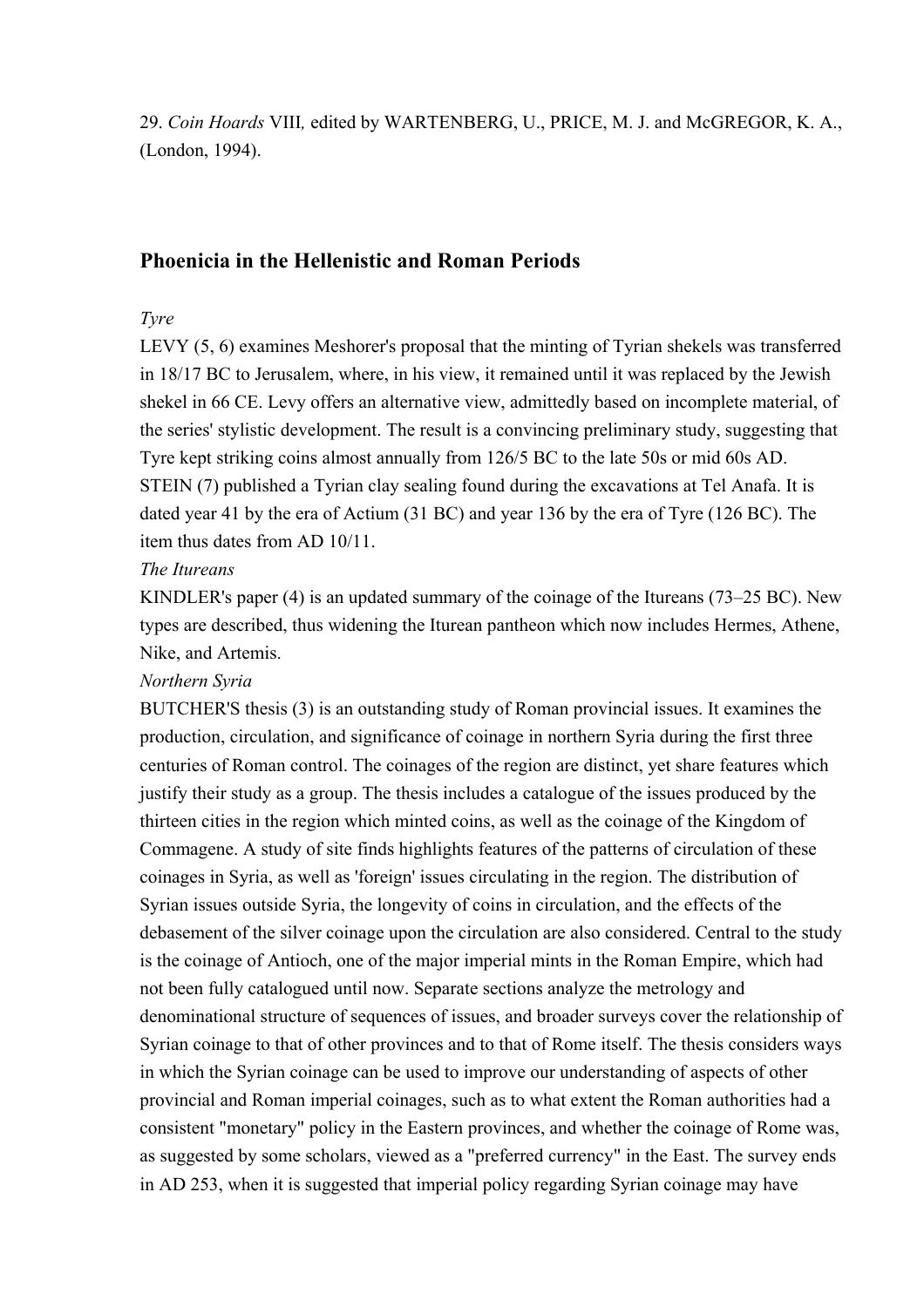29. *Coin Hoards* VIII*,* edited by WARTENBERG, U., PRICE, M. J. and McGREGOR, K. A., (London, 1994).

## Phoenicia in the Hellenistic and Roman Periods

*Tyre*

LEVY (5, 6) examines Meshorer's proposal that the minting of Tyrian shekels was transferred in 18/17 BC to Jerusalem, where, in his view, it remained until it was replaced by the Jewish shekel in 66 CE. Levy offers an alternative view, admittedly based on incomplete material, of the series' stylistic development. The result is a convincing preliminary study, suggesting that Tyre kept striking coins almost annually from 126/5 BC to the late 50s or mid 60s AD. STEIN (7) published a Tyrian clay sealing found during the excavations at Tel Anafa. It is dated year 41 by the era of Actium (31 BC) and year 136 by the era of Tyre (126 BC). The item thus dates from AD 10/11.

*The Itureans*

KINDLER's paper (4) is an updated summary of the coinage of the Itureans (73–25 BC). New types are described, thus widening the Iturean pantheon which now includes Hermes, Athene, Nike, and Artemis.

*Northern Syria*

BUTCHER'S thesis (3) is an outstanding study of Roman provincial issues. It examines the production, circulation, and significance of coinage in northern Syria during the first three centuries of Roman control. The coinages of the region are distinct, yet share features which justify their study as a group. The thesis includes a catalogue of the issues produced by the thirteen cities in the region which minted coins, as well as the coinage of the Kingdom of Commagene. A study of site finds highlights features of the patterns of circulation of these coinages in Syria, as well as 'foreign' issues circulating in the region. The distribution of Syrian issues outside Syria, the longevity of coins in circulation, and the effects of the debasement of the silver coinage upon the circulation are also considered. Central to the study is the coinage of Antioch, one of the major imperial mints in the Roman Empire, which had not been fully catalogued until now. Separate sections analyze the metrology and denominational structure of sequences of issues, and broader surveys cover the relationship of Syrian coinage to that of other provinces and to that of Rome itself. The thesis considers ways in which the Syrian coinage can be used to improve our understanding of aspects of other provincial and Roman imperial coinages, such as to what extent the Roman authorities had a consistent "monetary" policy in the Eastern provinces, and whether the coinage of Rome was, as suggested by some scholars, viewed as a "preferred currency" in the East. The survey ends in AD 253, when it is suggested that imperial policy regarding Syrian coinage may have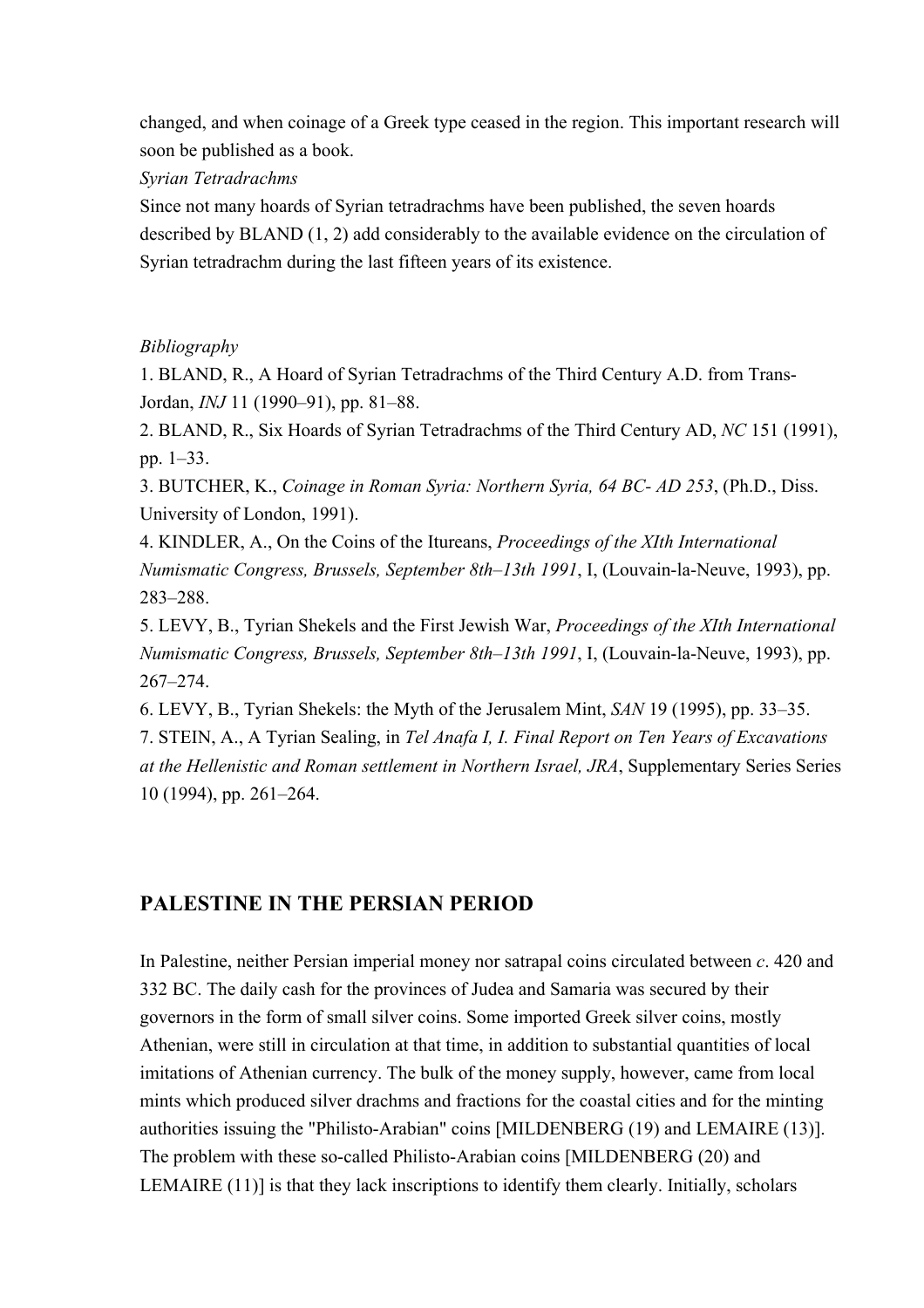changed, and when coinage of a Greek type ceased in the region. This important research will soon be published as a book.

*Syrian Tetradrachms*

Since not many hoards of Syrian tetradrachms have been published, the seven hoards described by BLAND (1, 2) add considerably to the available evidence on the circulation of Syrian tetradrachm during the last fifteen years of its existence.

*Bibliography*

1. BLAND, R., A Hoard of Syrian Tetradrachms of the Third Century A.D. from Trans-Jordan, *INJ* 11 (1990–91), pp. 81–88.
2. BLAND, R., Six Hoards of Syrian Tetradrachms of the Third Century AD, *NC* 151 (1991), pp. 1–33.
3. BUTCHER, K., *Coinage in Roman Syria: Northern Syria, 64 BC- AD 253*, (Ph.D., Diss. University of London, 1991).
4. KINDLER, A., On the Coins of the Itureans, *Proceedings of the XIth International Numismatic Congress, Brussels, September 8th–13th 1991*, I, (Louvain-la-Neuve, 1993), pp. 283–288.
5. LEVY, B., Tyrian Shekels and the First Jewish War, *Proceedings of the XIth International Numismatic Congress, Brussels, September 8th–13th 1991*, I, (Louvain-la-Neuve, 1993), pp. 267–274.
6. LEVY, B., Tyrian Shekels: the Myth of the Jerusalem Mint, *SAN* 19 (1995), pp. 33–35.
7. STEIN, A., A Tyrian Sealing, in *Tel Anafa I, I. Final Report on Ten Years of Excavations at the Hellenistic and Roman settlement in Northern Israel, JRA*, Supplementary Series Series 10 (1994), pp. 261–264.

## PALESTINE IN THE PERSIAN PERIOD

In Palestine, neither Persian imperial money nor satrapal coins circulated between *c*. 420 and 332 BC. The daily cash for the provinces of Judea and Samaria was secured by their governors in the form of small silver coins. Some imported Greek silver coins, mostly Athenian, were still in circulation at that time, in addition to substantial quantities of local imitations of Athenian currency. The bulk of the money supply, however, came from local mints which produced silver drachms and fractions for the coastal cities and for the minting authorities issuing the "Philisto-Arabian" coins [MILDENBERG (19) and LEMAIRE (13)]. The problem with these so-called Philisto-Arabian coins [MILDENBERG (20) and LEMAIRE (11)] is that they lack inscriptions to identify them clearly. Initially, scholars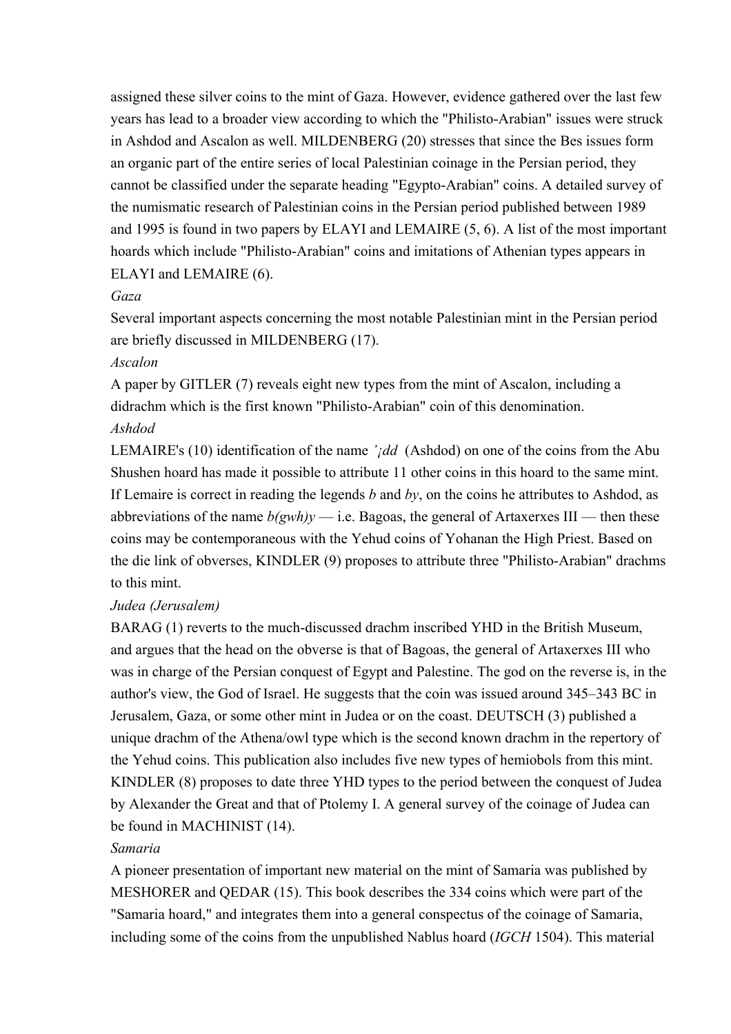assigned these silver coins to the mint of Gaza. However, evidence gathered over the last few years has lead to a broader view according to which the "Philisto-Arabian" issues were struck in Ashdod and Ascalon as well. MILDENBERG (20) stresses that since the Bes issues form an organic part of the entire series of local Palestinian coinage in the Persian period, they cannot be classified under the separate heading "Egypto-Arabian" coins. A detailed survey of the numismatic research of Palestinian coins in the Persian period published between 1989 and 1995 is found in two papers by ELAYI and LEMAIRE (5, 6). A list of the most important hoards which include "Philisto-Arabian" coins and imitations of Athenian types appears in ELAYI and LEMAIRE (6).

*Gaza*

Several important aspects concerning the most notable Palestinian mint in the Persian period are briefly discussed in MILDENBERG (17).

*Ascalon*

A paper by GITLER (7) reveals eight new types from the mint of Ascalon, including a didrachm which is the first known "Philisto-Arabian" coin of this denomination.

*Ashdod*

LEMAIRE's (10) identification of the name *'¡dd* (Ashdod) on one of the coins from the Abu Shushen hoard has made it possible to attribute 11 other coins in this hoard to the same mint. If Lemaire is correct in reading the legends *b* and *by*, on the coins he attributes to Ashdod, as abbreviations of the name *b(gwh)y* — i.e. Bagoas, the general of Artaxerxes III — then these coins may be contemporaneous with the Yehud coins of Yohanan the High Priest. Based on the die link of obverses, KINDLER (9) proposes to attribute three "Philisto-Arabian" drachms to this mint.

*Judea (Jerusalem)*

BARAG (1) reverts to the much-discussed drachm inscribed YHD in the British Museum, and argues that the head on the obverse is that of Bagoas, the general of Artaxerxes III who was in charge of the Persian conquest of Egypt and Palestine. The god on the reverse is, in the author's view, the God of Israel. He suggests that the coin was issued around 345–343 BC in Jerusalem, Gaza, or some other mint in Judea or on the coast. DEUTSCH (3) published a unique drachm of the Athena/owl type which is the second known drachm in the repertory of the Yehud coins. This publication also includes five new types of hemiobols from this mint. KINDLER (8) proposes to date three YHD types to the period between the conquest of Judea by Alexander the Great and that of Ptolemy I. A general survey of the coinage of Judea can be found in MACHINIST (14).

*Samaria*

A pioneer presentation of important new material on the mint of Samaria was published by MESHORER and QEDAR (15). This book describes the 334 coins which were part of the "Samaria hoard," and integrates them into a general conspectus of the coinage of Samaria, including some of the coins from the unpublished Nablus hoard (*IGCH* 1504). This material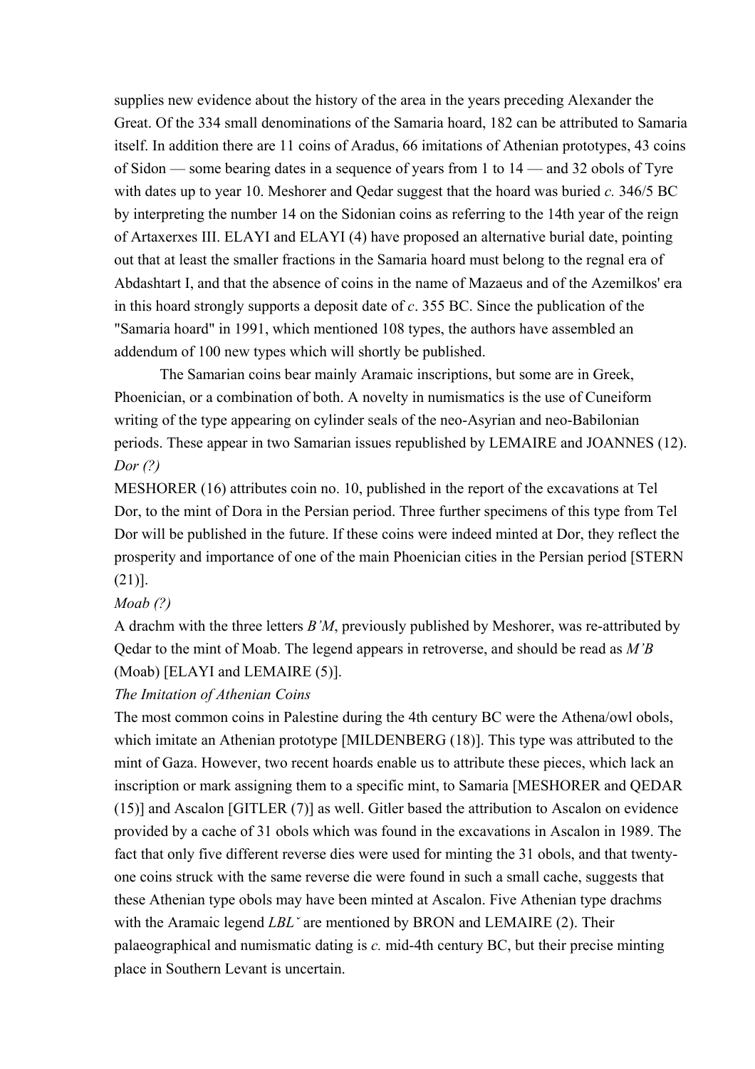supplies new evidence about the history of the area in the years preceding Alexander the Great. Of the 334 small denominations of the Samaria hoard, 182 can be attributed to Samaria itself. In addition there are 11 coins of Aradus, 66 imitations of Athenian prototypes, 43 coins of Sidon — some bearing dates in a sequence of years from 1 to 14 — and 32 obols of Tyre with dates up to year 10. Meshorer and Qedar suggest that the hoard was buried *c.* 346/5 BC by interpreting the number 14 on the Sidonian coins as referring to the 14th year of the reign of Artaxerxes III. ELAYI and ELAYI (4) have proposed an alternative burial date, pointing out that at least the smaller fractions in the Samaria hoard must belong to the regnal era of Abdashtart I, and that the absence of coins in the name of Mazaeus and of the Azemilkos' era in this hoard strongly supports a deposit date of *c*. 355 BC. Since the publication of the "Samaria hoard" in 1991, which mentioned 108 types, the authors have assembled an addendum of 100 new types which will shortly be published.

The Samarian coins bear mainly Aramaic inscriptions, but some are in Greek, Phoenician, or a combination of both. A novelty in numismatics is the use of Cuneiform writing of the type appearing on cylinder seals of the neo-Asyrian and neo-Babilonian periods. These appear in two Samarian issues republished by LEMAIRE and JOANNES (12).

*Dor (?)*

MESHORER (16) attributes coin no. 10, published in the report of the excavations at Tel Dor, to the mint of Dora in the Persian period. Three further specimens of this type from Tel Dor will be published in the future. If these coins were indeed minted at Dor, they reflect the prosperity and importance of one of the main Phoenician cities in the Persian period [STERN (21)].

*Moab (?)*

A drachm with the three letters *B'M*, previously published by Meshorer, was re-attributed by Qedar to the mint of Moab. The legend appears in retroverse, and should be read as *M'B* (Moab) [ELAYI and LEMAIRE (5)].

*The Imitation of Athenian Coins*

The most common coins in Palestine during the 4th century BC were the Athena/owl obols, which imitate an Athenian prototype [MILDENBERG (18)]. This type was attributed to the mint of Gaza. However, two recent hoards enable us to attribute these pieces, which lack an inscription or mark assigning them to a specific mint, to Samaria [MESHORER and QEDAR (15)] and Ascalon [GITLER (7)] as well. Gitler based the attribution to Ascalon on evidence provided by a cache of 31 obols which was found in the excavations in Ascalon in 1989. The fact that only five different reverse dies were used for minting the 31 obols, and that twenty-one coins struck with the same reverse die were found in such a small cache, suggests that these Athenian type obols may have been minted at Ascalon. Five Athenian type drachms with the Aramaic legend *LBLˇ* are mentioned by BRON and LEMAIRE (2). Their palaeographical and numismatic dating is *c.* mid-4th century BC, but their precise minting place in Southern Levant is uncertain.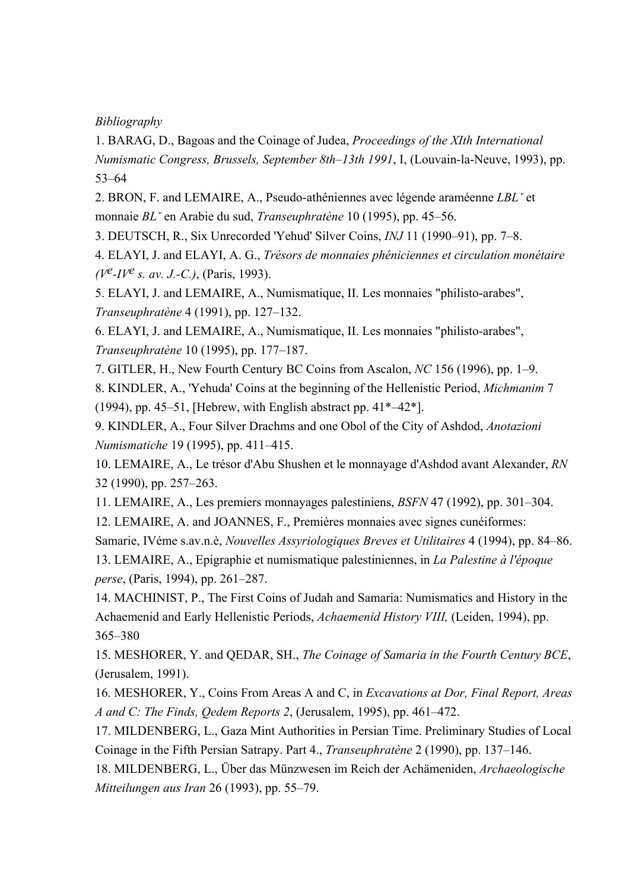*Bibliography*

1. BARAG, D., Bagoas and the Coinage of Judea, *Proceedings of the XIth International Numismatic Congress, Brussels, September 8th–13th 1991*, I, (Louvain-la-Neuve, 1993), pp. 53–64
2. BRON, F. and LEMAIRE, A., Pseudo-athéniennes avec légende araméenne *LBLˇ* et monnaie *BLˇ* en Arabie du sud, *Transeuphratène* 10 (1995), pp. 45–56.
3. DEUTSCH, R., Six Unrecorded 'Yehud' Silver Coins, *INJ* 11 (1990–91), pp. 7–8.
4. ELAYI, J. and ELAYI, A. G., *Trésors de monnaies phéniciennes et circulation monétaire (V^e-IV^e s. av. J.-C.)*, (Paris, 1993).
5. ELAYI, J. and LEMAIRE, A., Numismatique, II. Les monnaies "philisto-arabes", *Transeuphratène* 4 (1991), pp. 127–132.
6. ELAYI, J. and LEMAIRE, A., Numismatique, II. Les monnaies "philisto-arabes", *Transeuphratène* 10 (1995), pp. 177–187.
7. GITLER, H., New Fourth Century BC Coins from Ascalon, *NC* 156 (1996), pp. 1–9.
8. KINDLER, A., 'Yehuda' Coins at the beginning of the Hellenistic Period, *Michmanim* 7 (1994), pp. 45–51, [Hebrew, with English abstract pp. 41*–42*].
9. KINDLER, A., Four Silver Drachms and one Obol of the City of Ashdod, *Anotazioni Numismatiche* 19 (1995), pp. 411–415.
10. LEMAIRE, A., Le trésor d'Abu Shushen et le monnayage d'Ashdod avant Alexander, *RN* 32 (1990), pp. 257–263.
11. LEMAIRE, A., Les premiers monnayages palestiniens, *BSFN* 47 (1992), pp. 301–304.
12. LEMAIRE, A. and JOANNES, F., Premières monnaies avec signes cunéiformes: Samarie, IVéme s.av.n.è, *Nouvelles Assyriologiques Breves et Utilitaires* 4 (1994), pp. 84–86.
13. LEMAIRE, A., Epigraphie et numismatique palestiniennes, in *La Palestine à l'époque perse*, (Paris, 1994), pp. 261–287.
14. MACHINIST, P., The First Coins of Judah and Samaria: Numismatics and History in the Achaemenid and Early Hellenistic Periods, *Achaemenid History VIII,* (Leiden, 1994), pp. 365–380
15. MESHORER, Y. and QEDAR, SH., *The Coinage of Samaria in the Fourth Century BCE*, (Jerusalem, 1991).
16. MESHORER, Y., Coins From Areas A and C, in *Excavations at Dor, Final Report, Areas A and C: The Finds, Qedem Reports 2*, (Jerusalem, 1995), pp. 461–472.
17. MILDENBERG, L., Gaza Mint Authorities in Persian Time. Preliminary Studies of Local Coinage in the Fifth Persian Satrapy. Part 4., *Transeuphratène* 2 (1990), pp. 137–146.
18. MILDENBERG, L., Über das Münzwesen im Reich der Achämeniden, *Archaeologische Mitteilungen aus Iran* 26 (1993), pp. 55–79.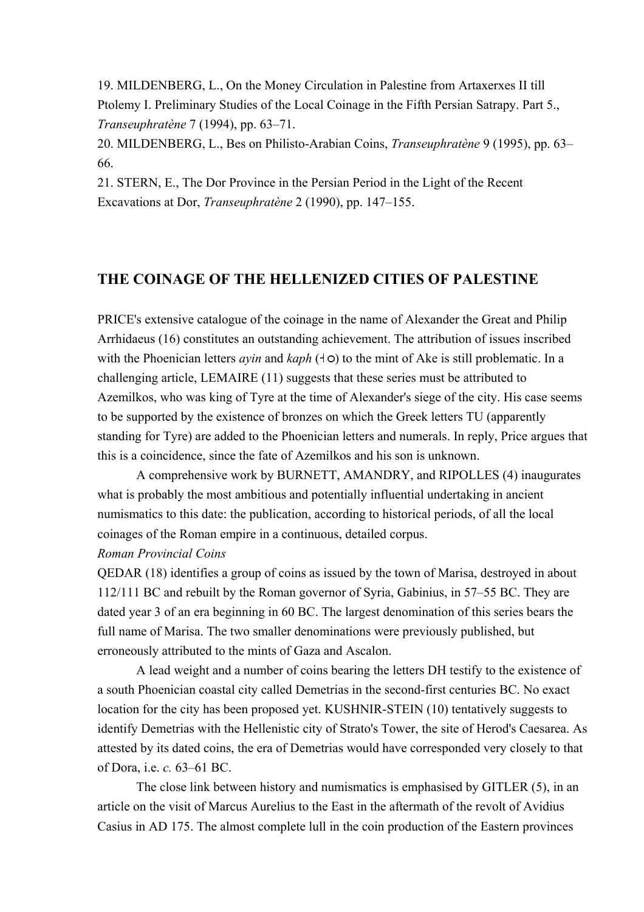19. MILDENBERG, L., On the Money Circulation in Palestine from Artaxerxes II till Ptolemy I. Preliminary Studies of the Local Coinage in the Fifth Persian Satrapy. Part 5., *Transeuphratène* 7 (1994), pp. 63–71.
20. MILDENBERG, L., Bes on Philisto-Arabian Coins, *Transeuphratène* 9 (1995), pp. 63–66.
21. STERN, E., The Dor Province in the Persian Period in the Light of the Recent Excavations at Dor, *Transeuphratène* 2 (1990), pp. 147–155.

## THE COINAGE OF THE HELLENIZED CITIES OF PALESTINE

PRICE's extensive catalogue of the coinage in the name of Alexander the Great and Philip Arrhidaeus (16) constitutes an outstanding achievement. The attribution of issues inscribed with the Phoenician letters *ayin* and *kaph* (ᚿo) to the mint of Ake is still problematic. In a challenging article, LEMAIRE (11) suggests that these series must be attributed to Azemilkos, who was king of Tyre at the time of Alexander's siege of the city. His case seems to be supported by the existence of bronzes on which the Greek letters TU (apparently standing for Tyre) are added to the Phoenician letters and numerals. In reply, Price argues that this is a coincidence, since the fate of Azemilkos and his son is unknown.

A comprehensive work by BURNETT, AMANDRY, and RIPOLLES (4) inaugurates what is probably the most ambitious and potentially influential undertaking in ancient numismatics to this date: the publication, according to historical periods, of all the local coinages of the Roman empire in a continuous, detailed corpus.

*Roman Provincial Coins*

QEDAR (18) identifies a group of coins as issued by the town of Marisa, destroyed in about 112/111 BC and rebuilt by the Roman governor of Syria, Gabinius, in 57–55 BC. They are dated year 3 of an era beginning in 60 BC. The largest denomination of this series bears the full name of Marisa. The two smaller denominations were previously published, but erroneously attributed to the mints of Gaza and Ascalon.

A lead weight and a number of coins bearing the letters DH testify to the existence of a south Phoenician coastal city called Demetrias in the second-first centuries BC. No exact location for the city has been proposed yet. KUSHNIR-STEIN (10) tentatively suggests to identify Demetrias with the Hellenistic city of Strato's Tower, the site of Herod's Caesarea. As attested by its dated coins, the era of Demetrias would have corresponded very closely to that of Dora, i.e. *c.* 63–61 BC.

The close link between history and numismatics is emphasised by GITLER (5), in an article on the visit of Marcus Aurelius to the East in the aftermath of the revolt of Avidius Casius in AD 175. The almost complete lull in the coin production of the Eastern provinces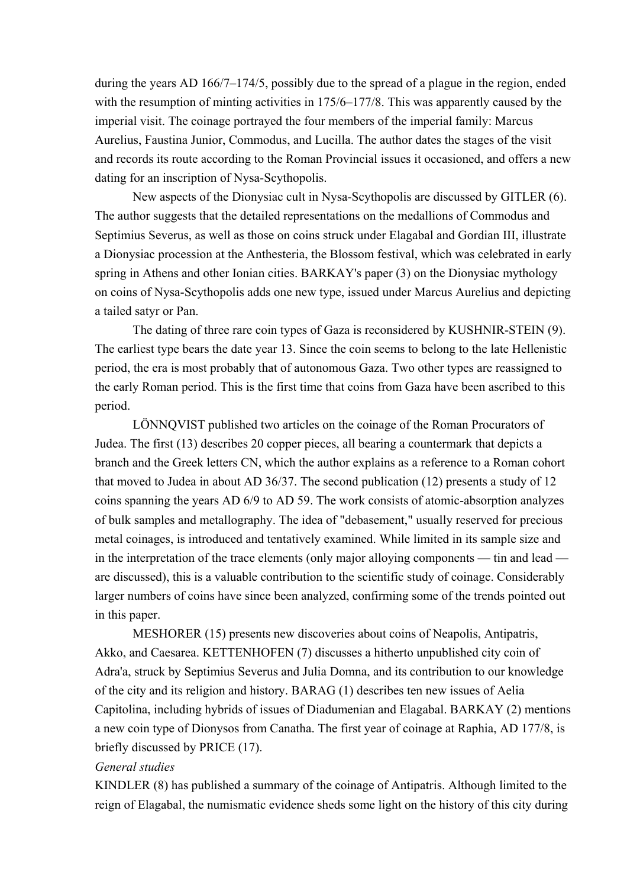during the years AD 166/7–174/5, possibly due to the spread of a plague in the region, ended with the resumption of minting activities in 175/6–177/8. This was apparently caused by the imperial visit. The coinage portrayed the four members of the imperial family: Marcus Aurelius, Faustina Junior, Commodus, and Lucilla. The author dates the stages of the visit and records its route according to the Roman Provincial issues it occasioned, and offers a new dating for an inscription of Nysa-Scythopolis.

New aspects of the Dionysiac cult in Nysa-Scythopolis are discussed by GITLER (6). The author suggests that the detailed representations on the medallions of Commodus and Septimius Severus, as well as those on coins struck under Elagabal and Gordian III, illustrate a Dionysiac procession at the Anthesteria, the Blossom festival, which was celebrated in early spring in Athens and other Ionian cities. BARKAY's paper (3) on the Dionysiac mythology on coins of Nysa-Scythopolis adds one new type, issued under Marcus Aurelius and depicting a tailed satyr or Pan.

The dating of three rare coin types of Gaza is reconsidered by KUSHNIR-STEIN (9). The earliest type bears the date year 13. Since the coin seems to belong to the late Hellenistic period, the era is most probably that of autonomous Gaza. Two other types are reassigned to the early Roman period. This is the first time that coins from Gaza have been ascribed to this period.

LÖNNQVIST published two articles on the coinage of the Roman Procurators of Judea. The first (13) describes 20 copper pieces, all bearing a countermark that depicts a branch and the Greek letters CN, which the author explains as a reference to a Roman cohort that moved to Judea in about AD 36/37. The second publication (12) presents a study of 12 coins spanning the years AD 6/9 to AD 59. The work consists of atomic-absorption analyzes of bulk samples and metallography. The idea of "debasement," usually reserved for precious metal coinages, is introduced and tentatively examined. While limited in its sample size and in the interpretation of the trace elements (only major alloying components — tin and lead — are discussed), this is a valuable contribution to the scientific study of coinage. Considerably larger numbers of coins have since been analyzed, confirming some of the trends pointed out in this paper.

MESHORER (15) presents new discoveries about coins of Neapolis, Antipatris, Akko, and Caesarea. KETTENHOFEN (7) discusses a hitherto unpublished city coin of Adra'a, struck by Septimius Severus and Julia Domna, and its contribution to our knowledge of the city and its religion and history. BARAG (1) describes ten new issues of Aelia Capitolina, including hybrids of issues of Diadumenian and Elagabal. BARKAY (2) mentions a new coin type of Dionysos from Canatha. The first year of coinage at Raphia, AD 177/8, is briefly discussed by PRICE (17).

*General studies*

KINDLER (8) has published a summary of the coinage of Antipatris. Although limited to the reign of Elagabal, the numismatic evidence sheds some light on the history of this city during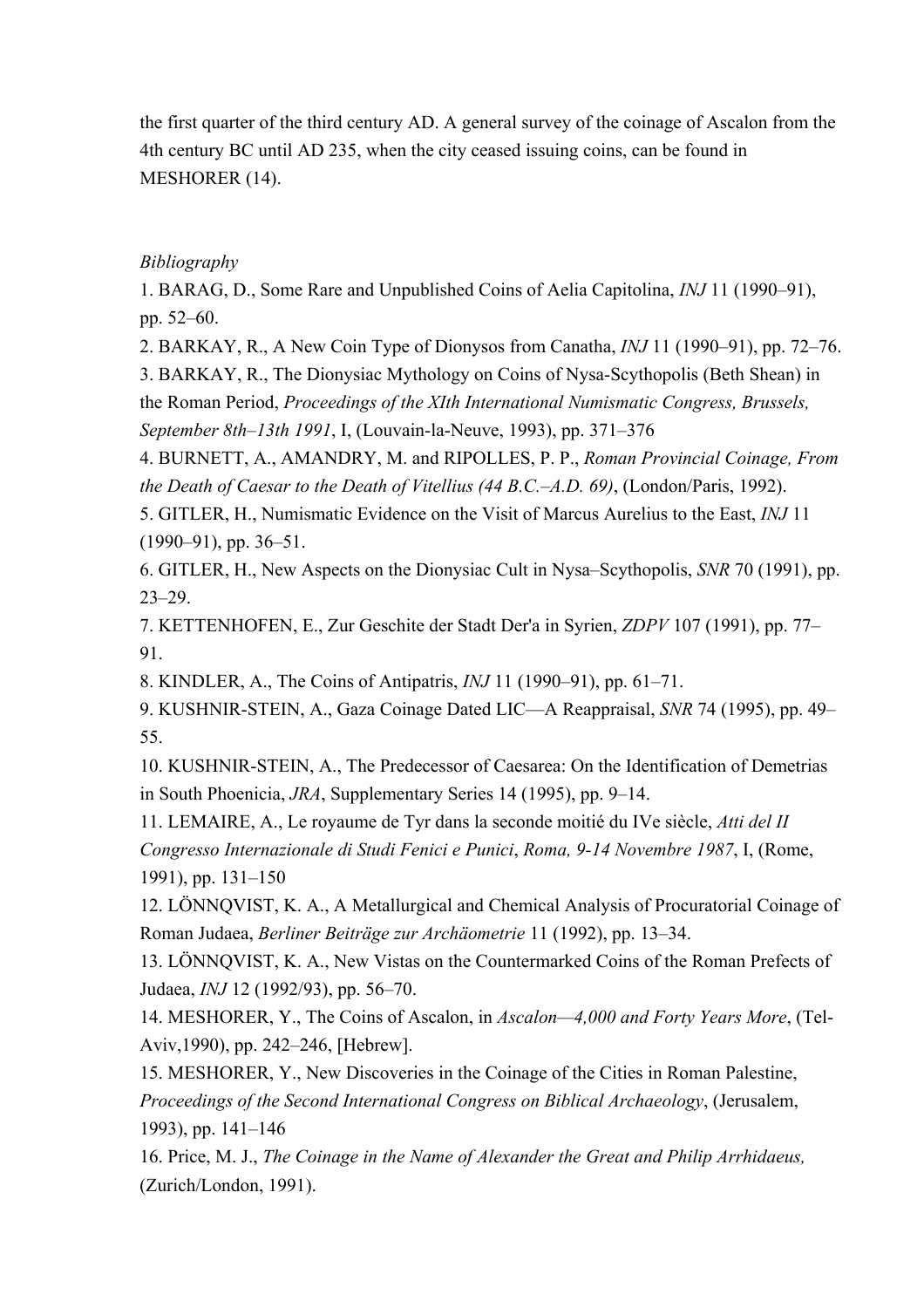the first quarter of the third century AD. A general survey of the coinage of Ascalon from the 4th century BC until AD 235, when the city ceased issuing coins, can be found in MESHORER (14).

*Bibliography*

1. BARAG, D., Some Rare and Unpublished Coins of Aelia Capitolina, *INJ* 11 (1990–91), pp. 52–60.
2. BARKAY, R., A New Coin Type of Dionysos from Canatha, *INJ* 11 (1990–91), pp. 72–76.
3. BARKAY, R., The Dionysiac Mythology on Coins of Nysa-Scythopolis (Beth Shean) in the Roman Period, *Proceedings of the XIth International Numismatic Congress, Brussels, September 8th–13th 1991*, I, (Louvain-la-Neuve, 1993), pp. 371–376
4. BURNETT, A., AMANDRY, M. and RIPOLLES, P. P., *Roman Provincial Coinage, From the Death of Caesar to the Death of Vitellius (44 B.C.–A.D. 69)*, (London/Paris, 1992).
5. GITLER, H., Numismatic Evidence on the Visit of Marcus Aurelius to the East, *INJ* 11 (1990–91), pp. 36–51.
6. GITLER, H., New Aspects on the Dionysiac Cult in Nysa–Scythopolis, *SNR* 70 (1991), pp. 23–29.
7. KETTENHOFEN, E., Zur Geschite der Stadt Der'a in Syrien, *ZDPV* 107 (1991), pp. 77–91.
8. KINDLER, A., The Coins of Antipatris, *INJ* 11 (1990–91), pp. 61–71.
9. KUSHNIR-STEIN, A., Gaza Coinage Dated LIC—A Reappraisal, *SNR* 74 (1995), pp. 49–55.
10. KUSHNIR-STEIN, A., The Predecessor of Caesarea: On the Identification of Demetrias in South Phoenicia, *JRA*, Supplementary Series 14 (1995), pp. 9–14.
11. LEMAIRE, A., Le royaume de Tyr dans la seconde moitié du IVe siècle, *Atti del II Congresso Internazionale di Studi Fenici e Punici*, *Roma, 9-14 Novembre 1987*, I, (Rome, 1991), pp. 131–150
12. LÖNNQVIST, K. A., A Metallurgical and Chemical Analysis of Procuratorial Coinage of Roman Judaea, *Berliner Beiträge zur Archäometrie* 11 (1992), pp. 13–34.
13. LÖNNQVIST, K. A., New Vistas on the Countermarked Coins of the Roman Prefects of Judaea, *INJ* 12 (1992/93), pp. 56–70.
14. MESHORER, Y., The Coins of Ascalon, in *Ascalon—4,000 and Forty Years More*, (Tel-Aviv,1990), pp. 242–246, [Hebrew].
15. MESHORER, Y., New Discoveries in the Coinage of the Cities in Roman Palestine, *Proceedings of the Second International Congress on Biblical Archaeology*, (Jerusalem, 1993), pp. 141–146
16. Price, M. J., *The Coinage in the Name of Alexander the Great and Philip Arrhidaeus,* (Zurich/London, 1991).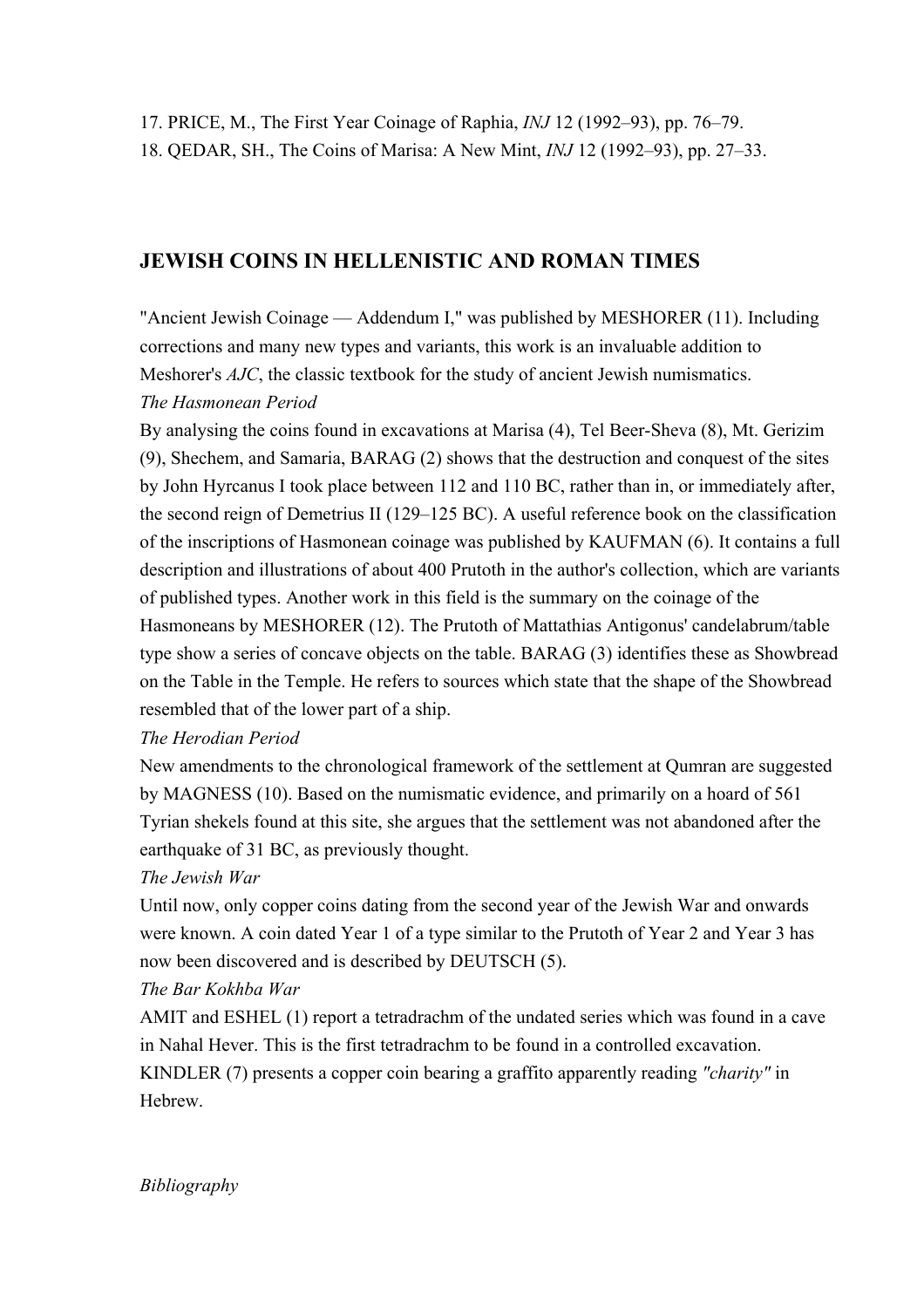17. PRICE, M., The First Year Coinage of Raphia, *INJ* 12 (1992–93), pp. 76–79.
18. QEDAR, SH., The Coins of Marisa: A New Mint, *INJ* 12 (1992–93), pp. 27–33.

## JEWISH COINS IN HELLENISTIC AND ROMAN TIMES

"Ancient Jewish Coinage — Addendum I," was published by MESHORER (11). Including corrections and many new types and variants, this work is an invaluable addition to Meshorer's *AJC*, the classic textbook for the study of ancient Jewish numismatics.

*The Hasmonean Period*

By analysing the coins found in excavations at Marisa (4), Tel Beer-Sheva (8), Mt. Gerizim (9), Shechem, and Samaria, BARAG (2) shows that the destruction and conquest of the sites by John Hyrcanus I took place between 112 and 110 BC, rather than in, or immediately after, the second reign of Demetrius II (129–125 BC). A useful reference book on the classification of the inscriptions of Hasmonean coinage was published by KAUFMAN (6). It contains a full description and illustrations of about 400 Prutoth in the author's collection, which are variants of published types. Another work in this field is the summary on the coinage of the Hasmoneans by MESHORER (12). The Prutoth of Mattathias Antigonus' candelabrum/table type show a series of concave objects on the table. BARAG (3) identifies these as Showbread on the Table in the Temple. He refers to sources which state that the shape of the Showbread resembled that of the lower part of a ship.

*The Herodian Period*

New amendments to the chronological framework of the settlement at Qumran are suggested by MAGNESS (10). Based on the numismatic evidence, and primarily on a hoard of 561 Tyrian shekels found at this site, she argues that the settlement was not abandoned after the earthquake of 31 BC, as previously thought.

*The Jewish War*

Until now, only copper coins dating from the second year of the Jewish War and onwards were known. A coin dated Year 1 of a type similar to the Prutoth of Year 2 and Year 3 has now been discovered and is described by DEUTSCH (5).

*The Bar Kokhba War*

AMIT and ESHEL (1) report a tetradrachm of the undated series which was found in a cave in Nahal Hever. This is the first tetradrachm to be found in a controlled excavation. KINDLER (7) presents a copper coin bearing a graffito apparently reading *"charity"* in Hebrew.

*Bibliography*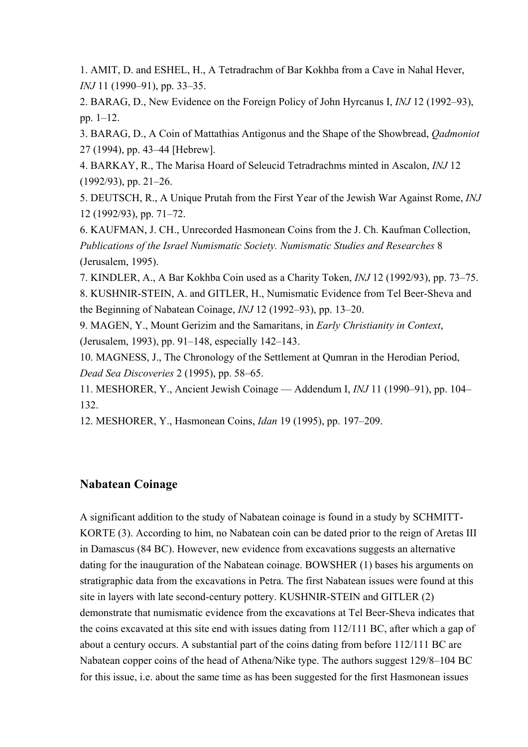1. AMIT, D. and ESHEL, H., A Tetradrachm of Bar Kokhba from a Cave in Nahal Hever, *INJ* 11 (1990–91), pp. 33–35.
2. BARAG, D., New Evidence on the Foreign Policy of John Hyrcanus I, *INJ* 12 (1992–93), pp. 1–12.
3. BARAG, D., A Coin of Mattathias Antigonus and the Shape of the Showbread, *Qadmoniot* 27 (1994), pp. 43–44 [Hebrew].
4. BARKAY, R., The Marisa Hoard of Seleucid Tetradrachms minted in Ascalon, *INJ* 12 (1992/93), pp. 21–26.
5. DEUTSCH, R., A Unique Prutah from the First Year of the Jewish War Against Rome, *INJ* 12 (1992/93), pp. 71–72.
6. KAUFMAN, J. CH., Unrecorded Hasmonean Coins from the J. Ch. Kaufman Collection, *Publications of the Israel Numismatic Society. Numismatic Studies and Researches* 8 (Jerusalem, 1995).
7. KINDLER, A., A Bar Kokhba Coin used as a Charity Token, *INJ* 12 (1992/93), pp. 73–75.
8. KUSHNIR-STEIN, A. and GITLER, H., Numismatic Evidence from Tel Beer-Sheva and the Beginning of Nabatean Coinage, *INJ* 12 (1992–93), pp. 13–20.
9. MAGEN, Y., Mount Gerizim and the Samaritans, in *Early Christianity in Context*, (Jerusalem, 1993), pp. 91–148, especially 142–143.
10. MAGNESS, J., The Chronology of the Settlement at Qumran in the Herodian Period, *Dead Sea Discoveries* 2 (1995), pp. 58–65.
11. MESHORER, Y., Ancient Jewish Coinage — Addendum I, *INJ* 11 (1990–91), pp. 104–132.
12. MESHORER, Y., Hasmonean Coins, *Idan* 19 (1995), pp. 197–209.

## Nabatean Coinage

A significant addition to the study of Nabatean coinage is found in a study by SCHMITT-KORTE (3). According to him, no Nabatean coin can be dated prior to the reign of Aretas III in Damascus (84 BC). However, new evidence from excavations suggests an alternative dating for the inauguration of the Nabatean coinage. BOWSHER (1) bases his arguments on stratigraphic data from the excavations in Petra. The first Nabatean issues were found at this site in layers with late second-century pottery. KUSHNIR-STEIN and GITLER (2) demonstrate that numismatic evidence from the excavations at Tel Beer-Sheva indicates that the coins excavated at this site end with issues dating from 112/111 BC, after which a gap of about a century occurs. A substantial part of the coins dating from before 112/111 BC are Nabatean copper coins of the head of Athena/Nike type. The authors suggest 129/8–104 BC for this issue, i.e. about the same time as has been suggested for the first Hasmonean issues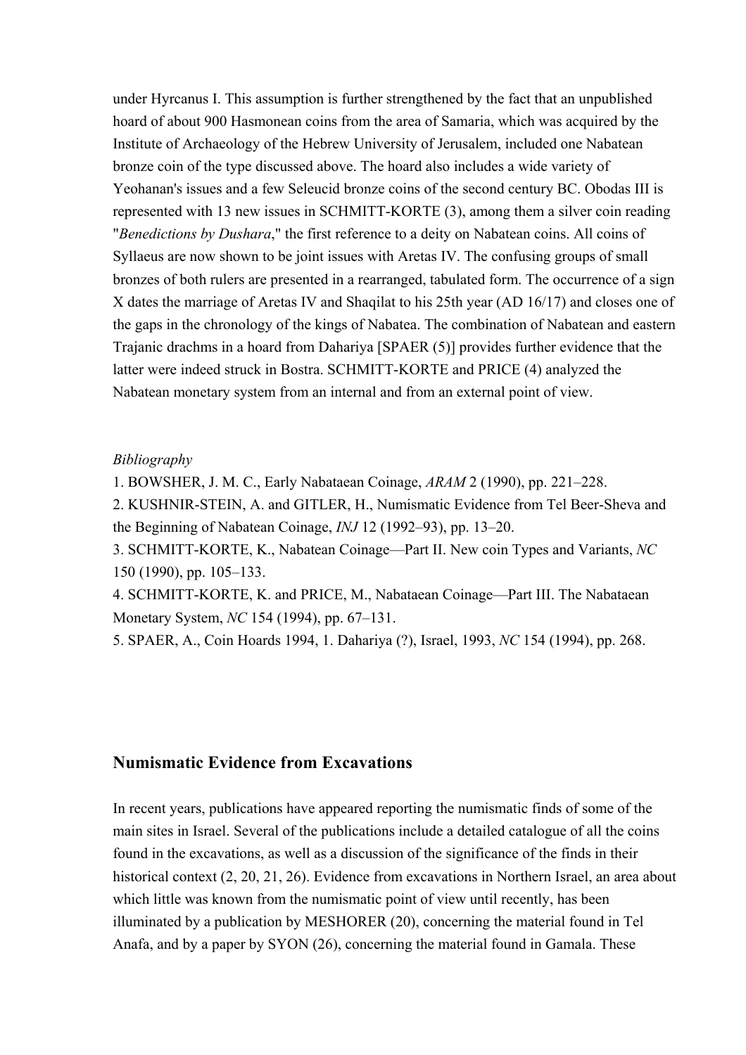under Hyrcanus I. This assumption is further strengthened by the fact that an unpublished hoard of about 900 Hasmonean coins from the area of Samaria, which was acquired by the Institute of Archaeology of the Hebrew University of Jerusalem, included one Nabatean bronze coin of the type discussed above. The hoard also includes a wide variety of Yeohanan's issues and a few Seleucid bronze coins of the second century BC. Obodas III is represented with 13 new issues in SCHMITT-KORTE (3), among them a silver coin reading "*Benedictions by Dushara*," the first reference to a deity on Nabatean coins. All coins of Syllaeus are now shown to be joint issues with Aretas IV. The confusing groups of small bronzes of both rulers are presented in a rearranged, tabulated form. The occurrence of a sign X dates the marriage of Aretas IV and Shaqilat to his 25th year (AD 16/17) and closes one of the gaps in the chronology of the kings of Nabatea. The combination of Nabatean and eastern Trajanic drachms in a hoard from Dahariya [SPAER (5)] provides further evidence that the latter were indeed struck in Bostra. SCHMITT-KORTE and PRICE (4) analyzed the Nabatean monetary system from an internal and from an external point of view.

*Bibliography*

1. BOWSHER, J. M. C., Early Nabataean Coinage, *ARAM* 2 (1990), pp. 221–228.
2. KUSHNIR-STEIN, A. and GITLER, H., Numismatic Evidence from Tel Beer-Sheva and the Beginning of Nabatean Coinage, *INJ* 12 (1992–93), pp. 13–20.
3. SCHMITT-KORTE, K., Nabatean Coinage—Part II. New coin Types and Variants, *NC* 150 (1990), pp. 105–133.
4. SCHMITT-KORTE, K. and PRICE, M., Nabataean Coinage—Part III. The Nabataean Monetary System, *NC* 154 (1994), pp. 67–131.
5. SPAER, A., Coin Hoards 1994, 1. Dahariya (?), Israel, 1993, *NC* 154 (1994), pp. 268.

## Numismatic Evidence from Excavations

In recent years, publications have appeared reporting the numismatic finds of some of the main sites in Israel. Several of the publications include a detailed catalogue of all the coins found in the excavations, as well as a discussion of the significance of the finds in their historical context (2, 20, 21, 26). Evidence from excavations in Northern Israel, an area about which little was known from the numismatic point of view until recently, has been illuminated by a publication by MESHORER (20), concerning the material found in Tel Anafa, and by a paper by SYON (26), concerning the material found in Gamala. These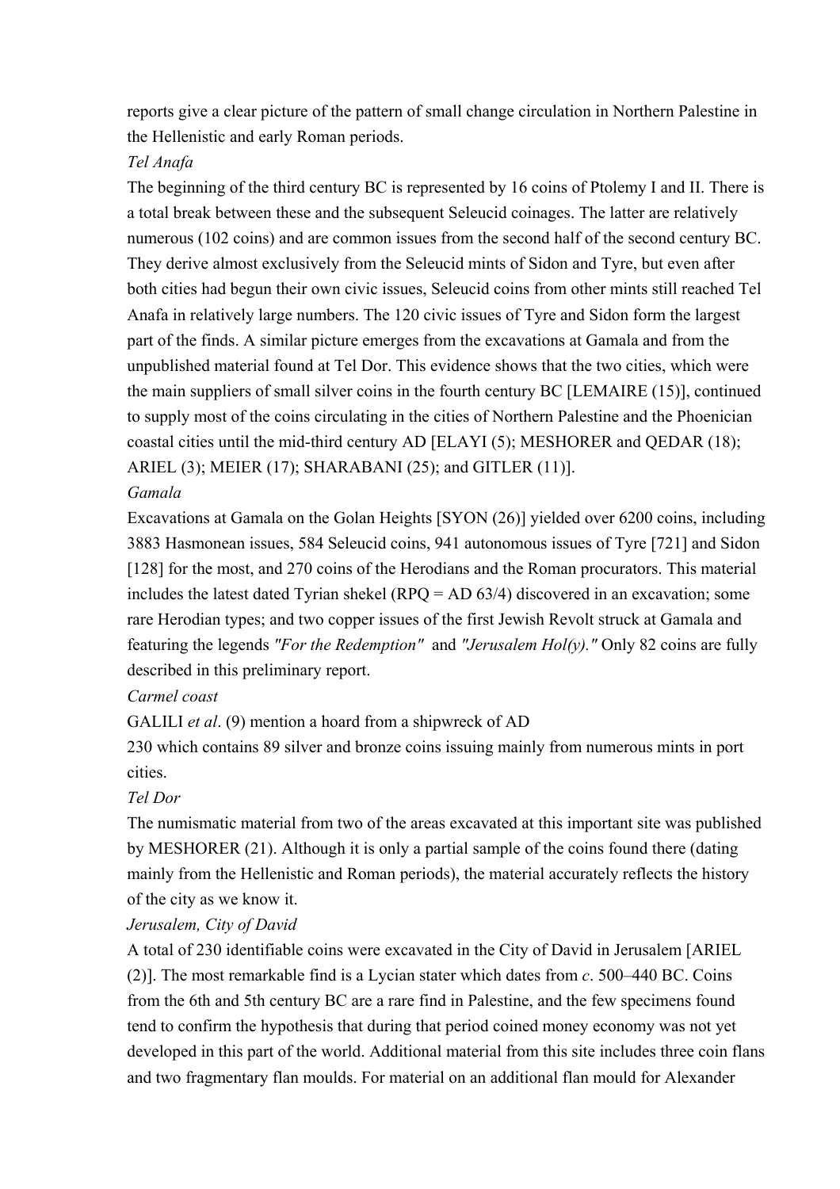reports give a clear picture of the pattern of small change circulation in Northern Palestine in the Hellenistic and early Roman periods.

*Tel Anafa*

The beginning of the third century BC is represented by 16 coins of Ptolemy I and II. There is a total break between these and the subsequent Seleucid coinages. The latter are relatively numerous (102 coins) and are common issues from the second half of the second century BC. They derive almost exclusively from the Seleucid mints of Sidon and Tyre, but even after both cities had begun their own civic issues, Seleucid coins from other mints still reached Tel Anafa in relatively large numbers. The 120 civic issues of Tyre and Sidon form the largest part of the finds. A similar picture emerges from the excavations at Gamala and from the unpublished material found at Tel Dor. This evidence shows that the two cities, which were the main suppliers of small silver coins in the fourth century BC [LEMAIRE (15)], continued to supply most of the coins circulating in the cities of Northern Palestine and the Phoenician coastal cities until the mid-third century AD [ELAYI (5); MESHORER and QEDAR (18); ARIEL (3); MEIER (17); SHARABANI (25); and GITLER (11)].

*Gamala*

Excavations at Gamala on the Golan Heights [SYON (26)] yielded over 6200 coins, including 3883 Hasmonean issues, 584 Seleucid coins, 941 autonomous issues of Tyre [721] and Sidon [128] for the most, and 270 coins of the Herodians and the Roman procurators. This material includes the latest dated Tyrian shekel (RPQ = AD 63/4) discovered in an excavation; some rare Herodian types; and two copper issues of the first Jewish Revolt struck at Gamala and featuring the legends *"For the Redemption"* and *"Jerusalem Hol(y)."* Only 82 coins are fully described in this preliminary report.

*Carmel coast*

GALILI *et al*. (9) mention a hoard from a shipwreck of AD 230 which contains 89 silver and bronze coins issuing mainly from numerous mints in port cities.

*Tel Dor*

The numismatic material from two of the areas excavated at this important site was published by MESHORER (21). Although it is only a partial sample of the coins found there (dating mainly from the Hellenistic and Roman periods), the material accurately reflects the history of the city as we know it.

*Jerusalem, City of David*

A total of 230 identifiable coins were excavated in the City of David in Jerusalem [ARIEL (2)]. The most remarkable find is a Lycian stater which dates from *c*. 500–440 BC. Coins from the 6th and 5th century BC are a rare find in Palestine, and the few specimens found tend to confirm the hypothesis that during that period coined money economy was not yet developed in this part of the world. Additional material from this site includes three coin flans and two fragmentary flan moulds. For material on an additional flan mould for Alexander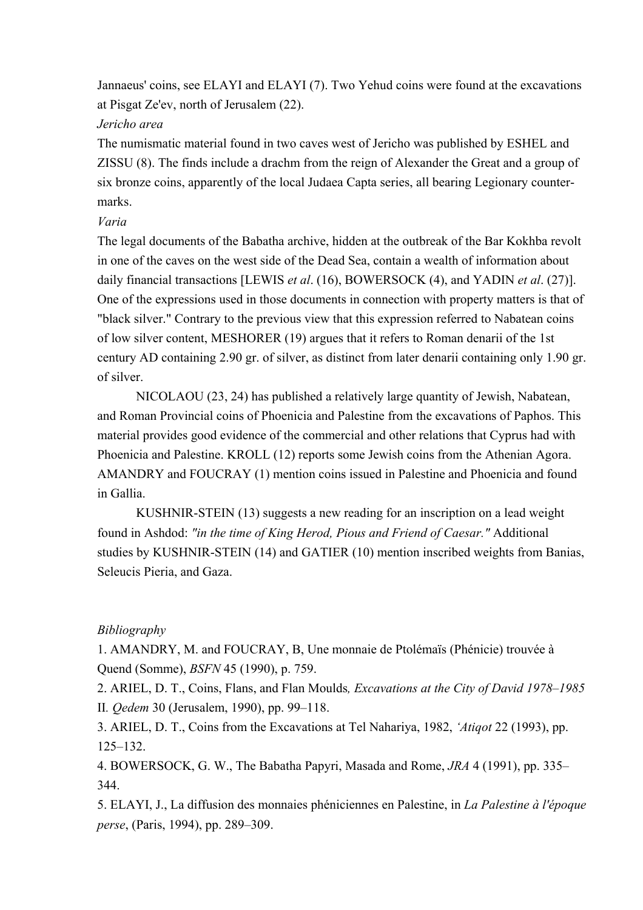Jannaeus' coins, see ELAYI and ELAYI (7). Two Yehud coins were found at the excavations at Pisgat Ze'ev, north of Jerusalem (22).

*Jericho area*

The numismatic material found in two caves west of Jericho was published by ESHEL and ZISSU (8). The finds include a drachm from the reign of Alexander the Great and a group of six bronze coins, apparently of the local Judaea Capta series, all bearing Legionary countermarks.

*Varia*

The legal documents of the Babatha archive, hidden at the outbreak of the Bar Kokhba revolt in one of the caves on the west side of the Dead Sea, contain a wealth of information about daily financial transactions [LEWIS *et al*. (16), BOWERSOCK (4), and YADIN *et al*. (27)]. One of the expressions used in those documents in connection with property matters is that of "black silver." Contrary to the previous view that this expression referred to Nabatean coins of low silver content, MESHORER (19) argues that it refers to Roman denarii of the 1st century AD containing 2.90 gr. of silver, as distinct from later denarii containing only 1.90 gr. of silver.

NICOLAOU (23, 24) has published a relatively large quantity of Jewish, Nabatean, and Roman Provincial coins of Phoenicia and Palestine from the excavations of Paphos. This material provides good evidence of the commercial and other relations that Cyprus had with Phoenicia and Palestine. KROLL (12) reports some Jewish coins from the Athenian Agora. AMANDRY and FOUCRAY (1) mention coins issued in Palestine and Phoenicia and found in Gallia.

KUSHNIR-STEIN (13) suggests a new reading for an inscription on a lead weight found in Ashdod: *"in the time of King Herod, Pious and Friend of Caesar."* Additional studies by KUSHNIR-STEIN (14) and GATIER (10) mention inscribed weights from Banias, Seleucis Pieria, and Gaza.

*Bibliography*

1. AMANDRY, M. and FOUCRAY, B, Une monnaie de Ptolémaïs (Phénicie) trouvée à Quend (Somme), *BSFN* 45 (1990), p. 759.

2. ARIEL, D. T., Coins, Flans, and Flan Moulds*, Excavations at the City of David 1978–1985* II*. Qedem* 30 (Jerusalem, 1990), pp. 99–118.

3. ARIEL, D. T., Coins from the Excavations at Tel Nahariya, 1982, *'Atiqot* 22 (1993), pp. 125–132.

4. BOWERSOCK, G. W., The Babatha Papyri, Masada and Rome, *JRA* 4 (1991), pp. 335–344.

5. ELAYI, J., La diffusion des monnaies phéniciennes en Palestine, in *La Palestine à l'époque perse*, (Paris, 1994), pp. 289–309.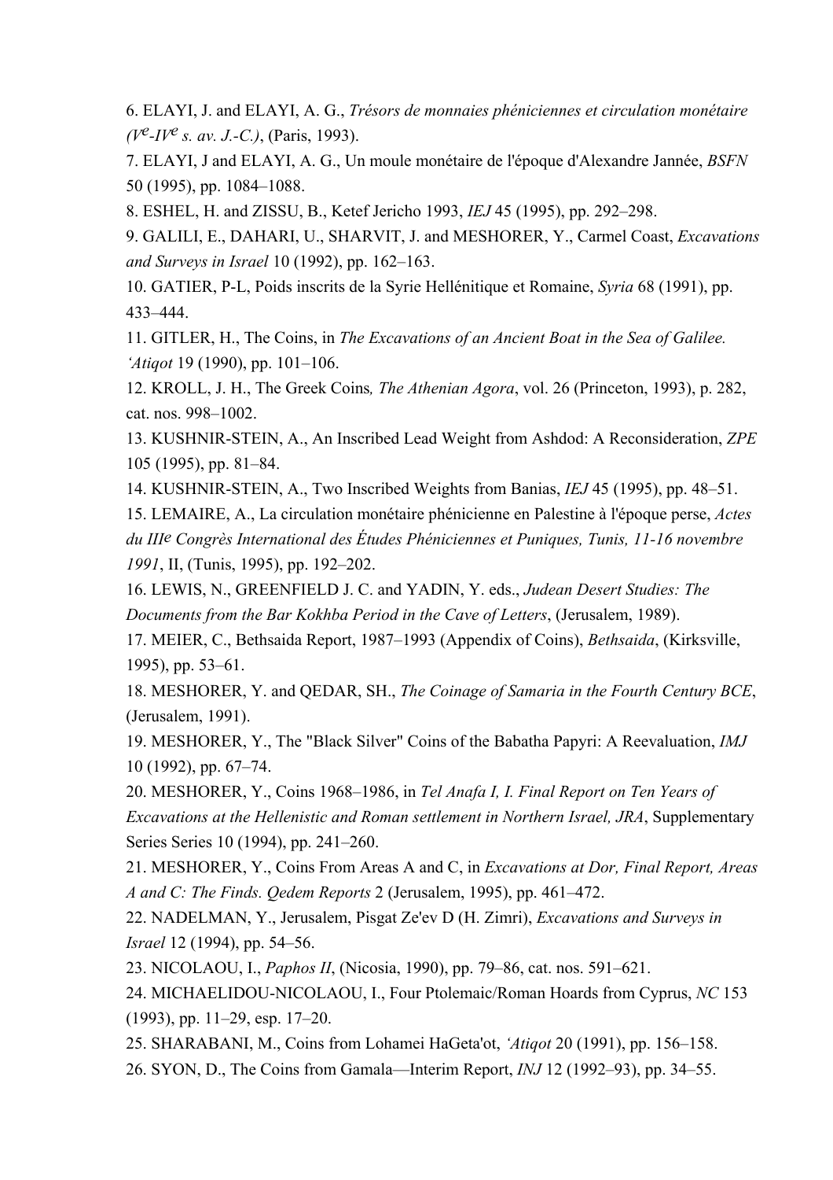6. ELAYI, J. and ELAYI, A. G., *Trésors de monnaies phéniciennes et circulation monétaire (V^e-IV^e s. av. J.-C.)*, (Paris, 1993).

7. ELAYI, J and ELAYI, A. G., Un moule monétaire de l'époque d'Alexandre Jannée, *BSFN* 50 (1995), pp. 1084–1088.

8. ESHEL, H. and ZISSU, B., Ketef Jericho 1993, *IEJ* 45 (1995), pp. 292–298.

9. GALILI, E., DAHARI, U., SHARVIT, J. and MESHORER, Y., Carmel Coast, *Excavations and Surveys in Israel* 10 (1992), pp. 162–163.

10. GATIER, P-L, Poids inscrits de la Syrie Hellénitique et Romaine, *Syria* 68 (1991), pp. 433–444.

11. GITLER, H., The Coins, in *The Excavations of an Ancient Boat in the Sea of Galilee. ʻAtiqot* 19 (1990), pp. 101–106.

12. KROLL, J. H., The Greek Coins*, The Athenian Agora*, vol. 26 (Princeton, 1993), p. 282, cat. nos. 998–1002.

13. KUSHNIR-STEIN, A., An Inscribed Lead Weight from Ashdod: A Reconsideration, *ZPE* 105 (1995), pp. 81–84.

14. KUSHNIR-STEIN, A., Two Inscribed Weights from Banias, *IEJ* 45 (1995), pp. 48–51.

15. LEMAIRE, A., La circulation monétaire phénicienne en Palestine à l'époque perse, *Actes du III^e Congrès International des Études Phéniciennes et Puniques, Tunis, 11-16 novembre 1991*, II, (Tunis, 1995), pp. 192–202.

16. LEWIS, N., GREENFIELD J. C. and YADIN, Y. eds., *Judean Desert Studies: The Documents from the Bar Kokhba Period in the Cave of Letters*, (Jerusalem, 1989).

17. MEIER, C., Bethsaida Report, 1987–1993 (Appendix of Coins), *Bethsaida*, (Kirksville, 1995), pp. 53–61.

18. MESHORER, Y. and QEDAR, SH., *The Coinage of Samaria in the Fourth Century BCE*, (Jerusalem, 1991).

19. MESHORER, Y., The "Black Silver" Coins of the Babatha Papyri: A Reevaluation, *IMJ* 10 (1992), pp. 67–74.

20. MESHORER, Y., Coins 1968–1986, in *Tel Anafa I, I. Final Report on Ten Years of Excavations at the Hellenistic and Roman settlement in Northern Israel, JRA*, Supplementary Series Series 10 (1994), pp. 241–260.

21. MESHORER, Y., Coins From Areas A and C, in *Excavations at Dor, Final Report, Areas A and C: The Finds. Qedem Reports* 2 (Jerusalem, 1995), pp. 461–472.

22. NADELMAN, Y., Jerusalem, Pisgat Ze'ev D (H. Zimri), *Excavations and Surveys in Israel* 12 (1994), pp. 54–56.

23. NICOLAOU, I., *Paphos II*, (Nicosia, 1990), pp. 79–86, cat. nos. 591–621.

24. MICHAELIDOU-NICOLAOU, I., Four Ptolemaic/Roman Hoards from Cyprus, *NC* 153 (1993), pp. 11–29, esp. 17–20.

25. SHARABANI, M., Coins from Lohamei HaGeta'ot, *ʻAtiqot* 20 (1991), pp. 156–158.

26. SYON, D., The Coins from Gamala—Interim Report, *INJ* 12 (1992–93), pp. 34–55.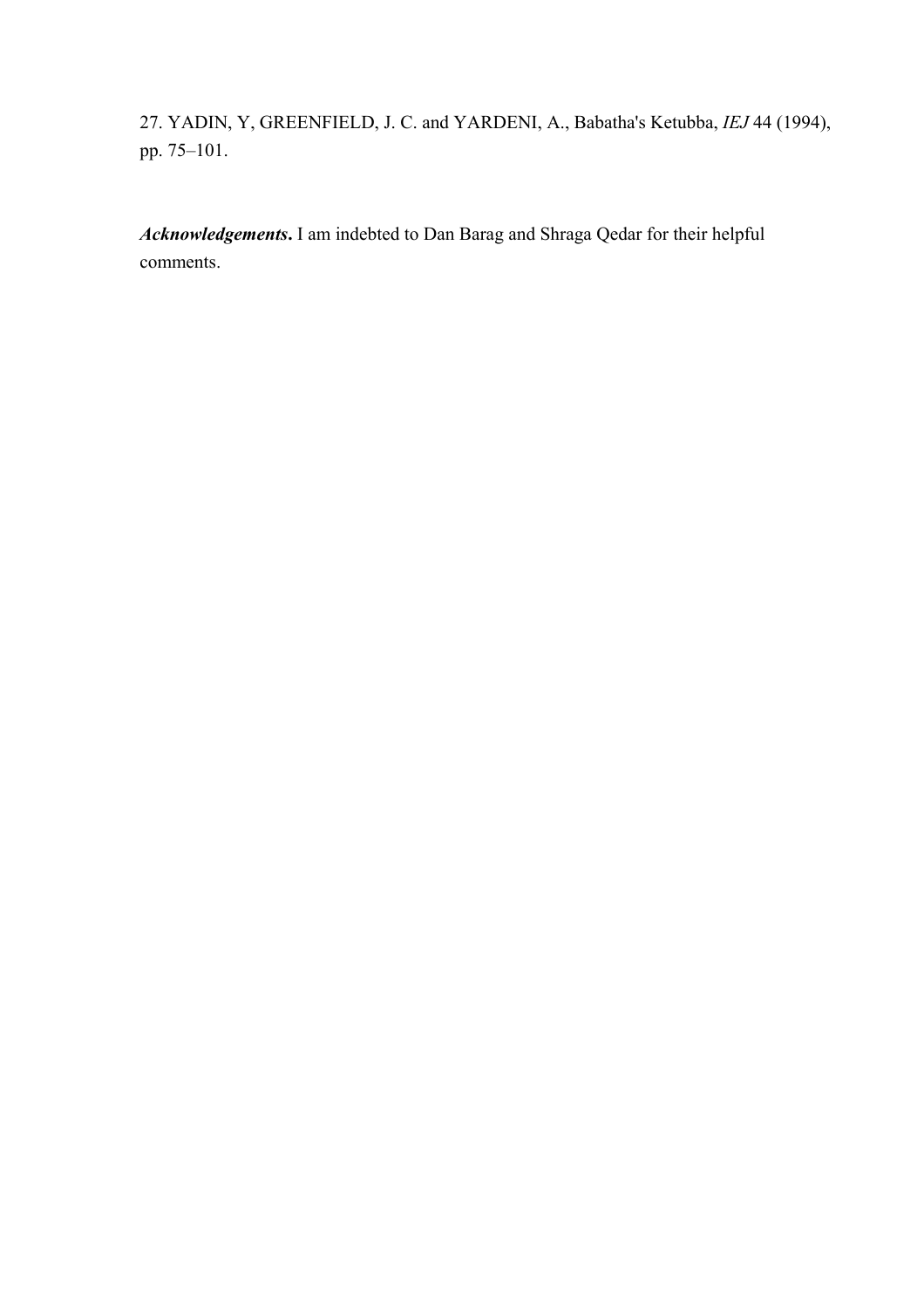27. YADIN, Y, GREENFIELD, J. C. and YARDENI, A., Babatha's Ketubba, *IEJ* 44 (1994), pp. 75–101.

***Acknowledgements*.** I am indebted to Dan Barag and Shraga Qedar for their helpful comments.